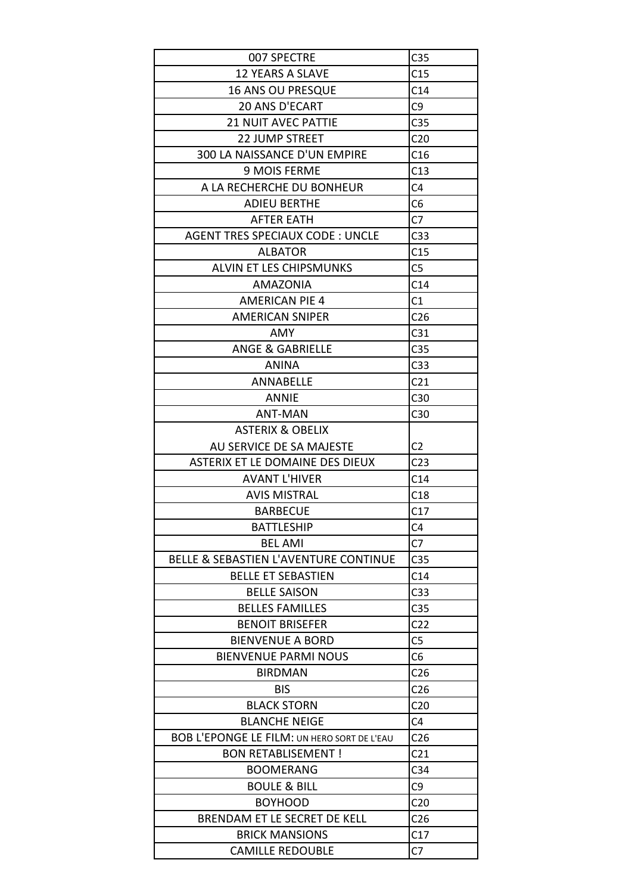| 007 SPECTRE | C35 |
|---|---|
| 12 YEARS A SLAVE | C15 |
| 16 ANS OU PRESQUE | C14 |
| 20 ANS D'ECART | C9 |
| 21 NUIT AVEC PATTIE | C35 |
| 22 JUMP STREET | C20 |
| 300 LA NAISSANCE D'UN EMPIRE | C16 |
| 9 MOIS FERME | C13 |
| A LA RECHERCHE DU BONHEUR | C4 |
| ADIEU BERTHE | C6 |
| AFTER EATH | C7 |
| AGENT TRES SPECIAUX CODE : UNCLE | C33 |
| ALBATOR | C15 |
| ALVIN ET LES CHIPSMUNKS | C5 |
| AMAZONIA | C14 |
| AMERICAN PIE 4 | C1 |
| AMERICAN SNIPER | C26 |
| AMY | C31 |
| ANGE & GABRIELLE | C35 |
| ANINA | C33 |
| ANNABELLE | C21 |
| ANNIE | C30 |
| ANT-MAN | C30 |
| ASTERIX & OBELIX AU SERVICE DE SA MAJESTE | C2 |
| ASTERIX ET LE DOMAINE DES DIEUX | C23 |
| AVANT L'HIVER | C14 |
| AVIS MISTRAL | C18 |
| BARBECUE | C17 |
| BATTLESHIP | C4 |
| BEL AMI | C7 |
| BELLE & SEBASTIEN L'AVENTURE CONTINUE | C35 |
| BELLE ET SEBASTIEN | C14 |
| BELLE SAISON | C33 |
| BELLES FAMILLES | C35 |
| BENOIT BRISEFER | C22 |
| BIENVENUE A BORD | C5 |
| BIENVENUE PARMI NOUS | C6 |
| BIRDMAN | C26 |
| BIS | C26 |
| BLACK STORN | C20 |
| BLANCHE NEIGE | C4 |
| BOB L'EPONGE LE FILM: UN HERO SORT DE L'EAU | C26 |
| BON RETABLISEMENT ! | C21 |
| BOOMERANG | C34 |
| BOULE & BILL | C9 |
| BOYHOOD | C20 |
| BRENDAM ET LE SECRET DE KELL | C26 |
| BRICK MANSIONS | C17 |
| CAMILLE REDOUBLE | C7 |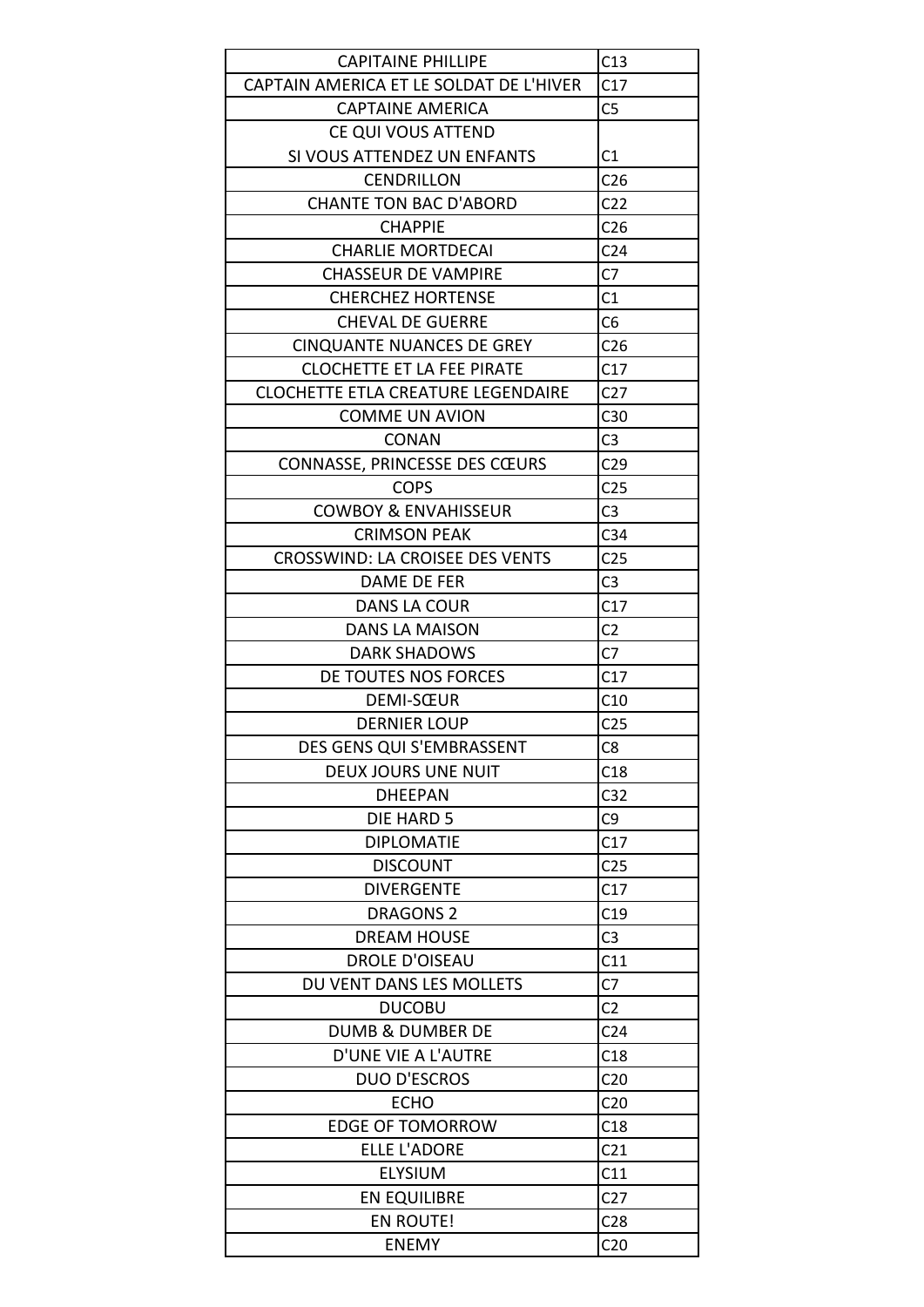| CAPITAINE PHILLIPE | C13 |
| --- | --- |
| CAPTAIN AMERICA ET LE SOLDAT DE L'HIVER | C17 |
| CAPTAINE AMERICA | C5 |
| CE QUI VOUS ATTEND SI VOUS ATTENDEZ UN ENFANTS | C1 |
| CENDRILLON | C26 |
| CHANTE TON BAC D'ABORD | C22 |
| CHAPPIE | C26 |
| CHARLIE MORTDECAI | C24 |
| CHASSEUR DE VAMPIRE | C7 |
| CHERCHEZ HORTENSE | C1 |
| CHEVAL DE GUERRE | C6 |
| CINQUANTE NUANCES DE GREY | C26 |
| CLOCHETTE ET LA FEE PIRATE | C17 |
| CLOCHETTE ETLA CREATURE LEGENDAIRE | C27 |
| COMME UN AVION | C30 |
| CONAN | C3 |
| CONNASSE, PRINCESSE DES CŒURS | C29 |
| COPS | C25 |
| COWBOY & ENVAHISSEUR | C3 |
| CRIMSON PEAK | C34 |
| CROSSWIND: LA CROISEE DES VENTS | C25 |
| DAME DE FER | C3 |
| DANS LA COUR | C17 |
| DANS LA MAISON | C2 |
| DARK SHADOWS | C7 |
| DE TOUTES NOS FORCES | C17 |
| DEMI-SŒUR | C10 |
| DERNIER LOUP | C25 |
| DES GENS QUI S'EMBRASSENT | C8 |
| DEUX JOURS UNE NUIT | C18 |
| DHEEPAN | C32 |
| DIE HARD 5 | C9 |
| DIPLOMATIE | C17 |
| DISCOUNT | C25 |
| DIVERGENTE | C17 |
| DRAGONS 2 | C19 |
| DREAM HOUSE | C3 |
| DROLE D'OISEAU | C11 |
| DU VENT DANS LES MOLLETS | C7 |
| DUCOBU | C2 |
| DUMB & DUMBER DE | C24 |
| D'UNE VIE A L'AUTRE | C18 |
| DUO D'ESCROS | C20 |
| ECHO | C20 |
| EDGE OF TOMORROW | C18 |
| ELLE L'ADORE | C21 |
| ELYSIUM | C11 |
| EN EQUILIBRE | C27 |
| EN ROUTE! | C28 |
| ENEMY | C20 |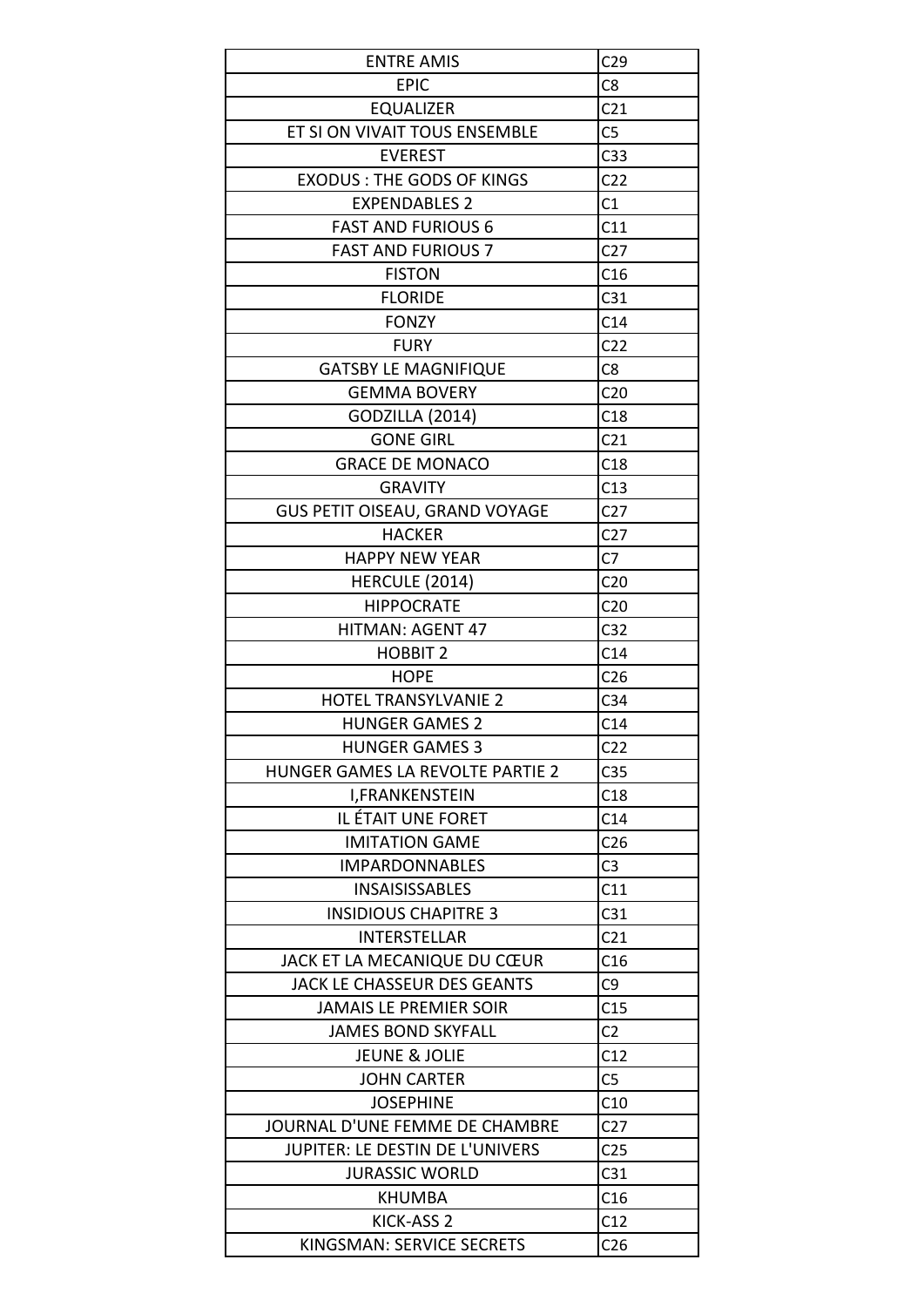| ENTRE AMIS | C29 |
|---|---|
| EPIC | C8 |
| EQUALIZER | C21 |
| ET SI ON VIVAIT TOUS ENSEMBLE | C5 |
| EVEREST | C33 |
| EXODUS : THE GODS OF KINGS | C22 |
| EXPENDABLES 2 | C1 |
| FAST AND FURIOUS 6 | C11 |
| FAST AND FURIOUS 7 | C27 |
| FISTON | C16 |
| FLORIDE | C31 |
| FONZY | C14 |
| FURY | C22 |
| GATSBY LE MAGNIFIQUE | C8 |
| GEMMA BOVERY | C20 |
| GODZILLA (2014) | C18 |
| GONE GIRL | C21 |
| GRACE DE MONACO | C18 |
| GRAVITY | C13 |
| GUS PETIT OISEAU, GRAND VOYAGE | C27 |
| HACKER | C27 |
| HAPPY NEW YEAR | C7 |
| HERCULE (2014) | C20 |
| HIPPOCRATE | C20 |
| HITMAN: AGENT 47 | C32 |
| HOBBIT 2 | C14 |
| HOPE | C26 |
| HOTEL TRANSYLVANIE 2 | C34 |
| HUNGER GAMES 2 | C14 |
| HUNGER GAMES 3 | C22 |
| HUNGER GAMES LA REVOLTE PARTIE 2 | C35 |
| I,FRANKENSTEIN | C18 |
| IL ÉTAIT UNE FORET | C14 |
| IMITATION GAME | C26 |
| IMPARDONNABLES | C3 |
| INSAISISSABLES | C11 |
| INSIDIOUS CHAPITRE 3 | C31 |
| INTERSTELLAR | C21 |
| JACK ET LA MECANIQUE DU CŒUR | C16 |
| JACK LE CHASSEUR DES GEANTS | C9 |
| JAMAIS LE PREMIER SOIR | C15 |
| JAMES BOND SKYFALL | C2 |
| JEUNE & JOLIE | C12 |
| JOHN CARTER | C5 |
| JOSEPHINE | C10 |
| JOURNAL D'UNE FEMME DE CHAMBRE | C27 |
| JUPITER: LE DESTIN DE L'UNIVERS | C25 |
| JURASSIC WORLD | C31 |
| KHUMBA | C16 |
| KICK-ASS 2 | C12 |
| KINGSMAN: SERVICE SECRETS | C26 |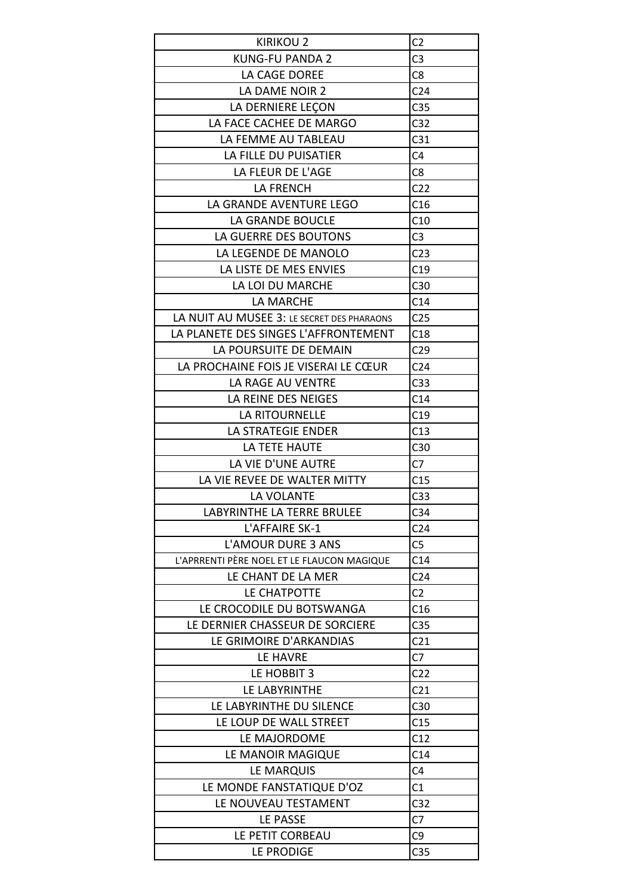| KIRIKOU 2 | C2 |
|---|---|
| KUNG-FU PANDA 2 | C3 |
| LA CAGE DOREE | C8 |
| LA DAME NOIR 2 | C24 |
| LA DERNIERE LEÇON | C35 |
| LA FACE CACHEE DE MARGO | C32 |
| LA FEMME AU TABLEAU | C31 |
| LA FILLE DU PUISATIER | C4 |
| LA FLEUR DE L'AGE | C8 |
| LA FRENCH | C22 |
| LA GRANDE AVENTURE LEGO | C16 |
| LA GRANDE BOUCLE | C10 |
| LA GUERRE DES BOUTONS | C3 |
| LA LEGENDE DE MANOLO | C23 |
| LA LISTE DE MES ENVIES | C19 |
| LA LOI DU MARCHE | C30 |
| LA MARCHE | C14 |
| LA NUIT AU MUSEE 3: LE SECRET DES PHARAONS | C25 |
| LA PLANETE DES SINGES L'AFFRONTEMENT | C18 |
| LA POURSUITE DE DEMAIN | C29 |
| LA PROCHAINE FOIS JE VISERAI LE CŒUR | C24 |
| LA RAGE AU VENTRE | C33 |
| LA REINE DES NEIGES | C14 |
| LA RITOURNELLE | C19 |
| LA STRATEGIE ENDER | C13 |
| LA TETE HAUTE | C30 |
| LA VIE D'UNE AUTRE | C7 |
| LA VIE REVEE DE WALTER MITTY | C15 |
| LA VOLANTE | C33 |
| LABYRINTHE LA TERRE BRULEE | C34 |
| L'AFFAIRE SK-1 | C24 |
| L'AMOUR DURE 3 ANS | C5 |
| L'APRRENTI PÈRE NOEL ET LE FLAUCON MAGIQUE | C14 |
| LE CHANT DE LA MER | C24 |
| LE CHATPOTTE | C2 |
| LE CROCODILE DU BOTSWANGA | C16 |
| LE DERNIER CHASSEUR DE SORCIERE | C35 |
| LE GRIMOIRE D'ARKANDIAS | C21 |
| LE HAVRE | C7 |
| LE HOBBIT 3 | C22 |
| LE LABYRINTHE | C21 |
| LE LABYRINTHE DU SILENCE | C30 |
| LE LOUP DE WALL STREET | C15 |
| LE MAJORDOME | C12 |
| LE MANOIR MAGIQUE | C14 |
| LE MARQUIS | C4 |
| LE MONDE FANSTATIQUE D'OZ | C1 |
| LE NOUVEAU TESTAMENT | C32 |
| LE PASSE | C7 |
| LE PETIT CORBEAU | C9 |
| LE PRODIGE | C35 |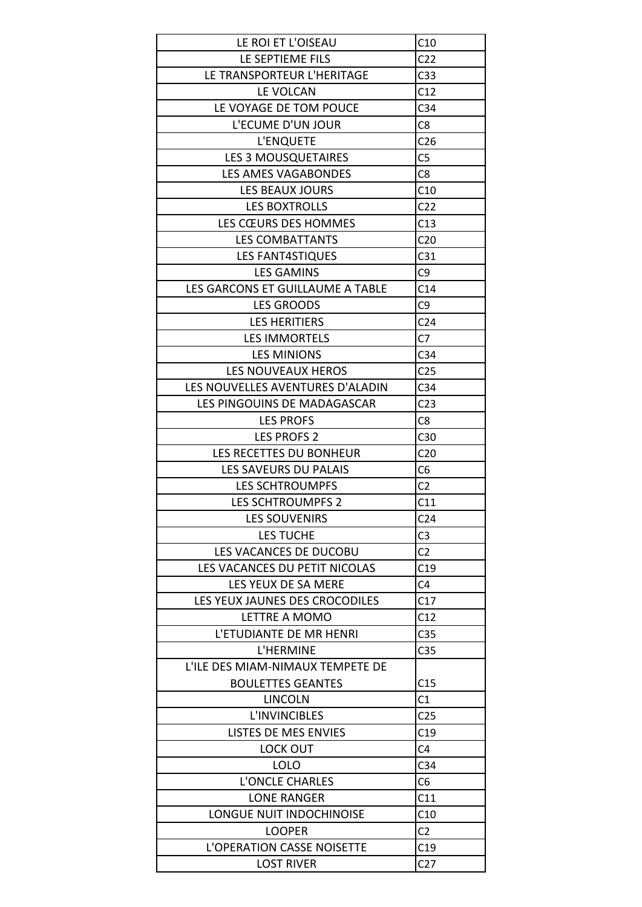| | |
|---|---|
| LE ROI ET L'OISEAU | C10 |
| LE SEPTIEME FILS | C22 |
| LE TRANSPORTEUR L'HERITAGE | C33 |
| LE VOLCAN | C12 |
| LE VOYAGE DE TOM POUCE | C34 |
| L'ECUME D'UN JOUR | C8 |
| L'ENQUETE | C26 |
| LES 3 MOUSQUETAIRES | C5 |
| LES AMES VAGABONDES | C8 |
| LES BEAUX JOURS | C10 |
| LES BOXTROLLS | C22 |
| LES CŒURS DES HOMMES | C13 |
| LES COMBATTANTS | C20 |
| LES FANT4STIQUES | C31 |
| LES GAMINS | C9 |
| LES GARCONS ET GUILLAUME A TABLE | C14 |
| LES GROODS | C9 |
| LES HERITIERS | C24 |
| LES IMMORTELS | C7 |
| LES MINIONS | C34 |
| LES NOUVEAUX HEROS | C25 |
| LES NOUVELLES AVENTURES D'ALADIN | C34 |
| LES PINGOUINS DE MADAGASCAR | C23 |
| LES PROFS | C8 |
| LES PROFS 2 | C30 |
| LES RECETTES DU BONHEUR | C20 |
| LES SAVEURS DU PALAIS | C6 |
| LES SCHTROUMPFS | C2 |
| LES SCHTROUMPFS 2 | C11 |
| LES SOUVENIRS | C24 |
| LES TUCHE | C3 |
| LES VACANCES DE DUCOBU | C2 |
| LES VACANCES DU PETIT NICOLAS | C19 |
| LES YEUX DE SA MERE | C4 |
| LES YEUX JAUNES DES CROCODILES | C17 |
| LETTRE A MOMO | C12 |
| L'ETUDIANTE DE MR HENRI | C35 |
| L'HERMINE | C35 |
| L'ILE DES MIAM-NIMAUX TEMPETE DE BOULETTES GEANTES | C15 |
| LINCOLN | C1 |
| L'INVINCIBLES | C25 |
| LISTES DE MES ENVIES | C19 |
| LOCK OUT | C4 |
| LOLO | C34 |
| L'ONCLE CHARLES | C6 |
| LONE RANGER | C11 |
| LONGUE NUIT INDOCHINOISE | C10 |
| LOOPER | C2 |
| L'OPERATION CASSE NOISETTE | C19 |
| LOST RIVER | C27 |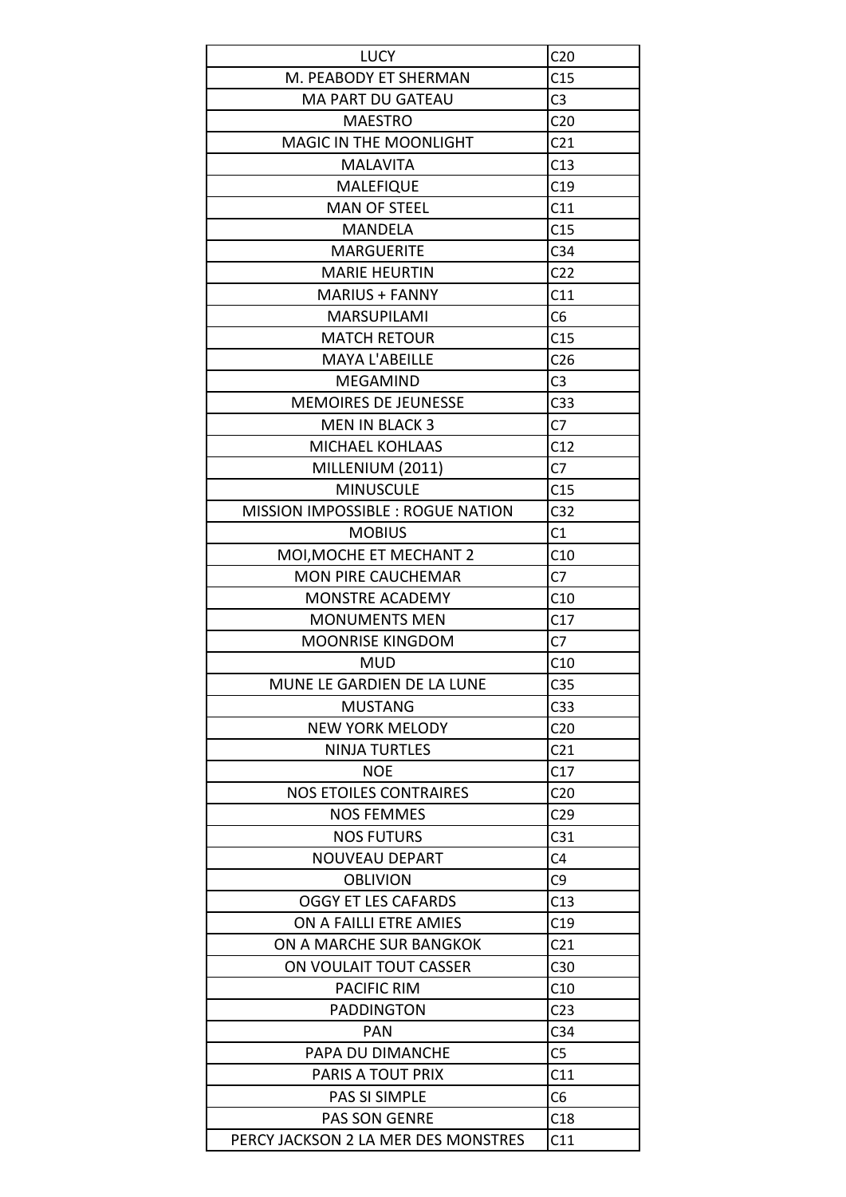| LUCY | C20 |
|---|---|
| M. PEABODY ET SHERMAN | C15 |
| MA PART DU GATEAU | C3 |
| MAESTRO | C20 |
| MAGIC IN THE MOONLIGHT | C21 |
| MALAVITA | C13 |
| MALEFIQUE | C19 |
| MAN OF STEEL | C11 |
| MANDELA | C15 |
| MARGUERITE | C34 |
| MARIE HEURTIN | C22 |
| MARIUS + FANNY | C11 |
| MARSUPILAMI | C6 |
| MATCH RETOUR | C15 |
| MAYA L'ABEILLE | C26 |
| MEGAMIND | C3 |
| MEMOIRES DE JEUNESSE | C33 |
| MEN IN BLACK 3 | C7 |
| MICHAEL KOHLAAS | C12 |
| MILLENIUM (2011) | C7 |
| MINUSCULE | C15 |
| MISSION IMPOSSIBLE : ROGUE NATION | C32 |
| MOBIUS | C1 |
| MOI,MOCHE ET MECHANT 2 | C10 |
| MON PIRE CAUCHEMAR | C7 |
| MONSTRE ACADEMY | C10 |
| MONUMENTS MEN | C17 |
| MOONRISE KINGDOM | C7 |
| MUD | C10 |
| MUNE LE GARDIEN DE LA LUNE | C35 |
| MUSTANG | C33 |
| NEW YORK MELODY | C20 |
| NINJA TURTLES | C21 |
| NOE | C17 |
| NOS ETOILES CONTRAIRES | C20 |
| NOS FEMMES | C29 |
| NOS FUTURS | C31 |
| NOUVEAU DEPART | C4 |
| OBLIVION | C9 |
| OGGY ET LES CAFARDS | C13 |
| ON A FAILLI ETRE AMIES | C19 |
| ON A MARCHE SUR BANGKOK | C21 |
| ON VOULAIT TOUT CASSER | C30 |
| PACIFIC RIM | C10 |
| PADDINGTON | C23 |
| PAN | C34 |
| PAPA DU DIMANCHE | C5 |
| PARIS A TOUT PRIX | C11 |
| PAS SI SIMPLE | C6 |
| PAS SON GENRE | C18 |
| PERCY JACKSON 2 LA MER DES MONSTRES | C11 |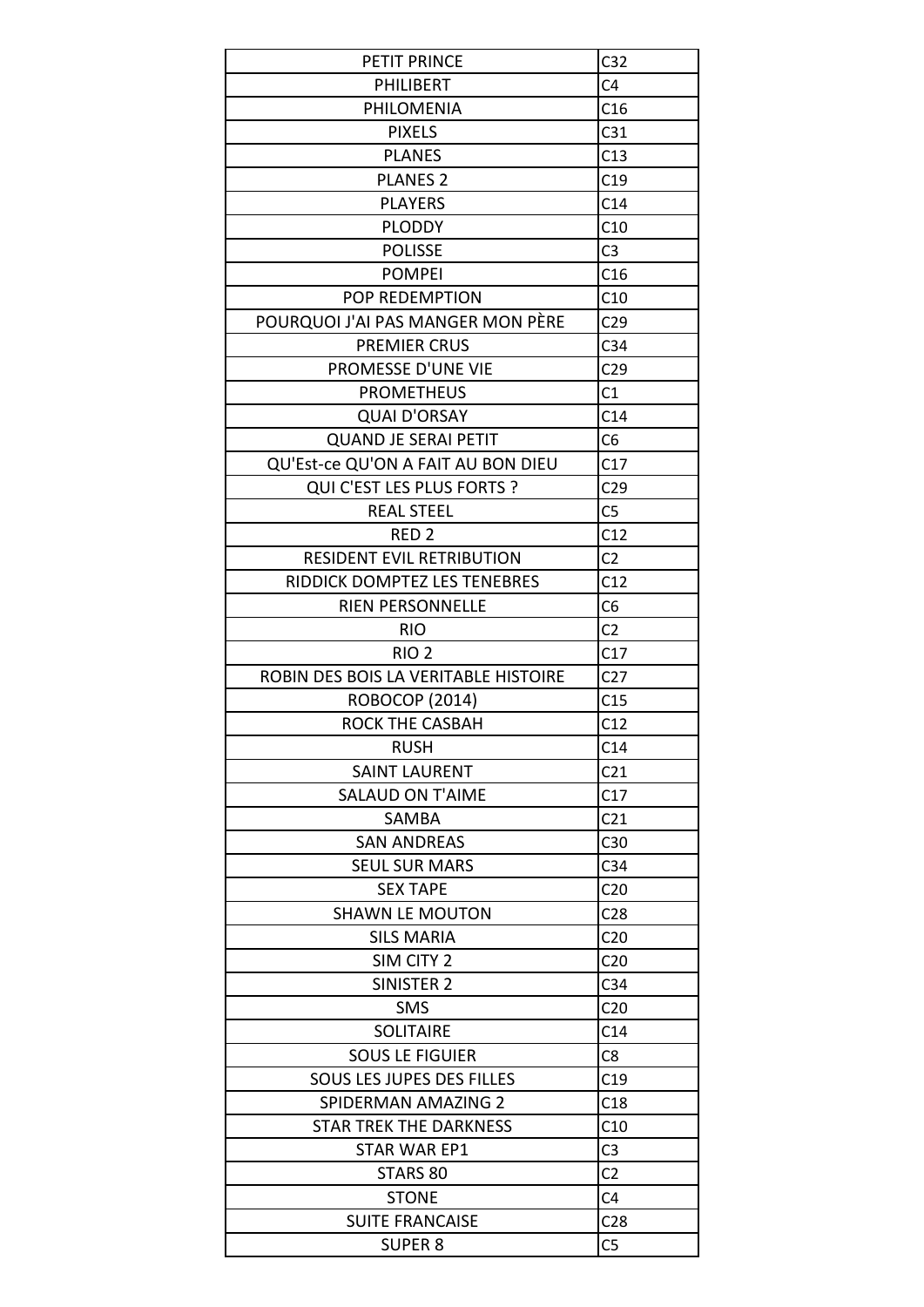| PETIT PRINCE | C32 |
| --- | --- |
| PHILIBERT | C4 |
| PHILOMENIA | C16 |
| PIXELS | C31 |
| PLANES | C13 |
| PLANES 2 | C19 |
| PLAYERS | C14 |
| PLODDY | C10 |
| POLISSE | C3 |
| POMPEI | C16 |
| POP REDEMPTION | C10 |
| POURQUOI J'AI PAS MANGER MON PÈRE | C29 |
| PREMIER CRUS | C34 |
| PROMESSE D'UNE VIE | C29 |
| PROMETHEUS | C1 |
| QUAI D'ORSAY | C14 |
| QUAND JE SERAI PETIT | C6 |
| QU'Est-ce QU'ON A FAIT AU BON DIEU | C17 |
| QUI C'EST LES PLUS FORTS ? | C29 |
| REAL STEEL | C5 |
| RED 2 | C12 |
| RESIDENT EVIL RETRIBUTION | C2 |
| RIDDICK DOMPTEZ LES TENEBRES | C12 |
| RIEN PERSONNELLE | C6 |
| RIO | C2 |
| RIO 2 | C17 |
| ROBIN DES BOIS LA VERITABLE HISTOIRE | C27 |
| ROBOCOP (2014) | C15 |
| ROCK THE CASBAH | C12 |
| RUSH | C14 |
| SAINT LAURENT | C21 |
| SALAUD ON T'AIME | C17 |
| SAMBA | C21 |
| SAN ANDREAS | C30 |
| SEUL SUR MARS | C34 |
| SEX TAPE | C20 |
| SHAWN LE MOUTON | C28 |
| SILS MARIA | C20 |
| SIM CITY 2 | C20 |
| SINISTER 2 | C34 |
| SMS | C20 |
| SOLITAIRE | C14 |
| SOUS LE FIGUIER | C8 |
| SOUS LES JUPES DES FILLES | C19 |
| SPIDERMAN AMAZING 2 | C18 |
| STAR TREK THE DARKNESS | C10 |
| STAR WAR EP1 | C3 |
| STARS 80 | C2 |
| STONE | C4 |
| SUITE FRANCAISE | C28 |
| SUPER 8 | C5 |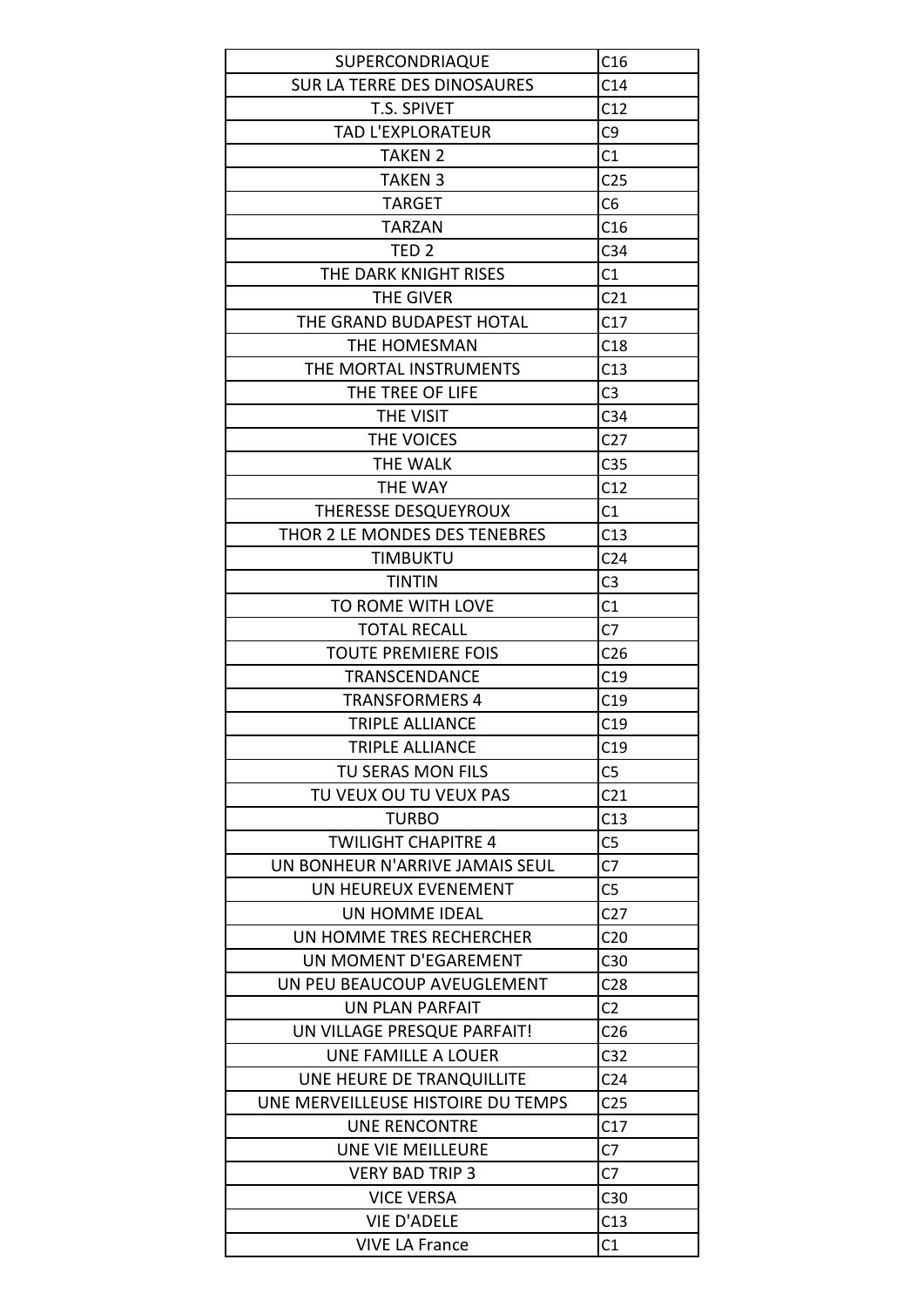| SUPERCONDRIAQUE | C16 |
|---|---|
| SUR LA TERRE DES DINOSAURES | C14 |
| T.S. SPIVET | C12 |
| TAD L'EXPLORATEUR | C9 |
| TAKEN 2 | C1 |
| TAKEN 3 | C25 |
| TARGET | C6 |
| TARZAN | C16 |
| TED 2 | C34 |
| THE DARK KNIGHT RISES | C1 |
| THE GIVER | C21 |
| THE GRAND BUDAPEST HOTAL | C17 |
| THE HOMESMAN | C18 |
| THE MORTAL INSTRUMENTS | C13 |
| THE TREE OF LIFE | C3 |
| THE VISIT | C34 |
| THE VOICES | C27 |
| THE WALK | C35 |
| THE WAY | C12 |
| THERESSE DESQUEYROUX | C1 |
| THOR 2 LE MONDES DES TENEBRES | C13 |
| TIMBUKTU | C24 |
| TINTIN | C3 |
| TO ROME WITH LOVE | C1 |
| TOTAL RECALL | C7 |
| TOUTE PREMIERE FOIS | C26 |
| TRANSCENDANCE | C19 |
| TRANSFORMERS 4 | C19 |
| TRIPLE ALLIANCE | C19 |
| TRIPLE ALLIANCE | C19 |
| TU SERAS MON FILS | C5 |
| TU VEUX OU TU VEUX PAS | C21 |
| TURBO | C13 |
| TWILIGHT CHAPITRE 4 | C5 |
| UN BONHEUR N'ARRIVE JAMAIS SEUL | C7 |
| UN HEUREUX EVENEMENT | C5 |
| UN HOMME IDEAL | C27 |
| UN HOMME TRES RECHERCHER | C20 |
| UN MOMENT D'EGAREMENT | C30 |
| UN PEU BEAUCOUP AVEUGLEMENT | C28 |
| UN PLAN PARFAIT | C2 |
| UN VILLAGE PRESQUE PARFAIT! | C26 |
| UNE FAMILLE A LOUER | C32 |
| UNE HEURE DE TRANQUILLITE | C24 |
| UNE MERVEILLEUSE HISTOIRE DU TEMPS | C25 |
| UNE RENCONTRE | C17 |
| UNE VIE MEILLEURE | C7 |
| VERY BAD TRIP 3 | C7 |
| VICE VERSA | C30 |
| VIE D'ADELE | C13 |
| VIVE LA France | C1 |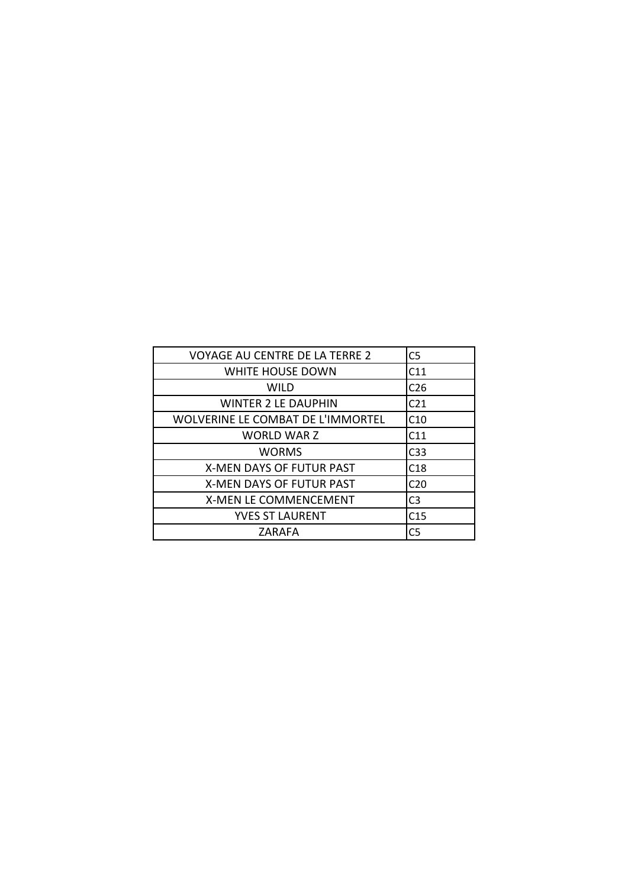| | |
|---|---|
| VOYAGE AU CENTRE DE LA TERRE 2 | C5 |
| WHITE HOUSE DOWN | C11 |
| WILD | C26 |
| WINTER 2 LE DAUPHIN | C21 |
| WOLVERINE LE COMBAT DE L'IMMORTEL | C10 |
| WORLD WAR Z | C11 |
| WORMS | C33 |
| X-MEN DAYS OF FUTUR PAST | C18 |
| X-MEN DAYS OF FUTUR PAST | C20 |
| X-MEN LE COMMENCEMENT | C3 |
| YVES ST LAURENT | C15 |
| ZARAFA | C5 |